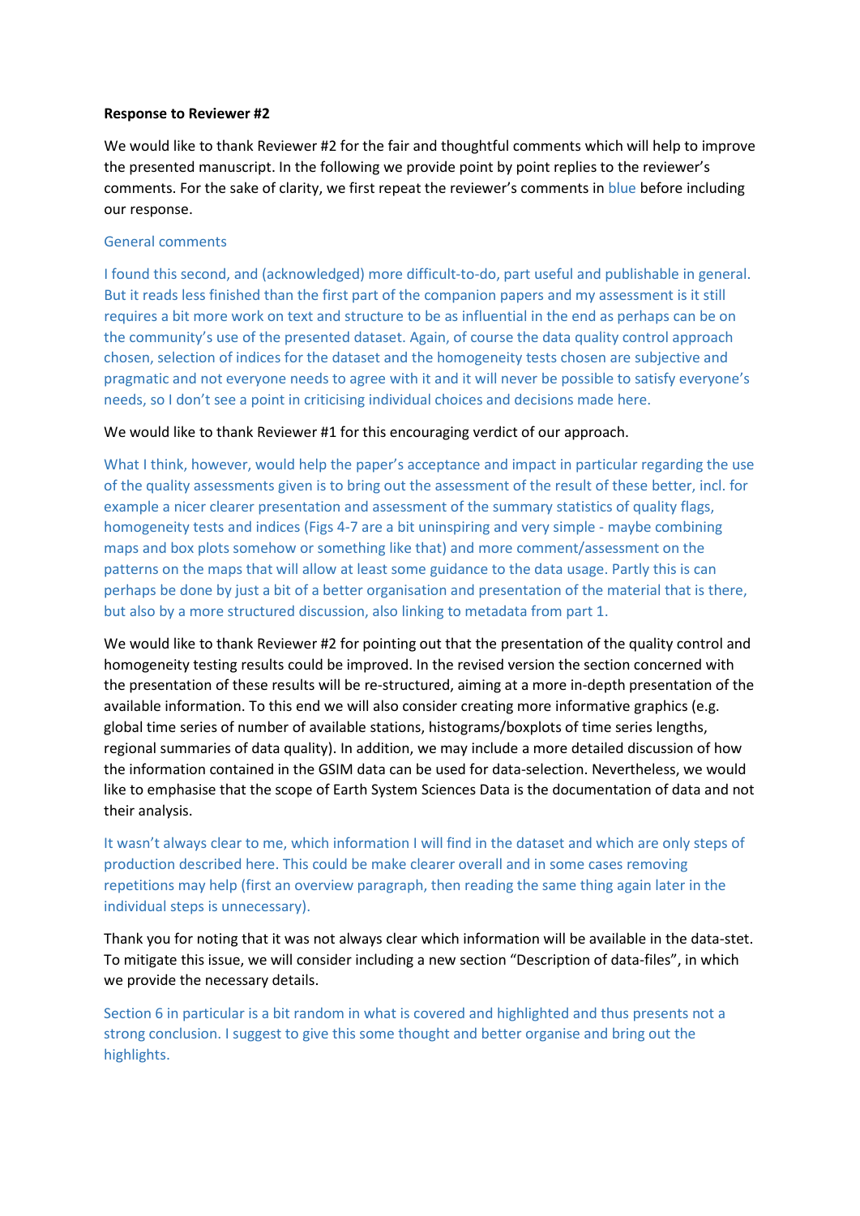**Response to Reviewer #2**

We would like to thank Reviewer #2 for the fair and thoughtful comments which will help to improve the presented manuscript. In the following we provide point by point replies to the reviewer's comments. For the sake of clarity, we first repeat the reviewer's comments in blue before including our response.

General comments

I found this second, and (acknowledged) more difficult-to-do, part useful and publishable in general. But it reads less finished than the first part of the companion papers and my assessment is it still requires a bit more work on text and structure to be as influential in the end as perhaps can be on the community's use of the presented dataset. Again, of course the data quality control approach chosen, selection of indices for the dataset and the homogeneity tests chosen are subjective and pragmatic and not everyone needs to agree with it and it will never be possible to satisfy everyone's needs, so I don't see a point in criticising individual choices and decisions made here.

We would like to thank Reviewer #1 for this encouraging verdict of our approach.

What I think, however, would help the paper's acceptance and impact in particular regarding the use of the quality assessments given is to bring out the assessment of the result of these better, incl. for example a nicer clearer presentation and assessment of the summary statistics of quality flags, homogeneity tests and indices (Figs 4-7 are a bit uninspiring and very simple - maybe combining maps and box plots somehow or something like that) and more comment/assessment on the patterns on the maps that will allow at least some guidance to the data usage. Partly this is can perhaps be done by just a bit of a better organisation and presentation of the material that is there, but also by a more structured discussion, also linking to metadata from part 1.

We would like to thank Reviewer #2 for pointing out that the presentation of the quality control and homogeneity testing results could be improved. In the revised version the section concerned with the presentation of these results will be re-structured, aiming at a more in-depth presentation of the available information. To this end we will also consider creating more informative graphics (e.g. global time series of number of available stations, histograms/boxplots of time series lengths, regional summaries of data quality). In addition, we may include a more detailed discussion of how the information contained in the GSIM data can be used for data-selection. Nevertheless, we would like to emphasise that the scope of Earth System Sciences Data is the documentation of data and not their analysis.

It wasn't always clear to me, which information I will find in the dataset and which are only steps of production described here. This could be make clearer overall and in some cases removing repetitions may help (first an overview paragraph, then reading the same thing again later in the individual steps is unnecessary).

Thank you for noting that it was not always clear which information will be available in the data-stet. To mitigate this issue, we will consider including a new section "Description of data-files", in which we provide the necessary details.

Section 6 in particular is a bit random in what is covered and highlighted and thus presents not a strong conclusion. I suggest to give this some thought and better organise and bring out the highlights.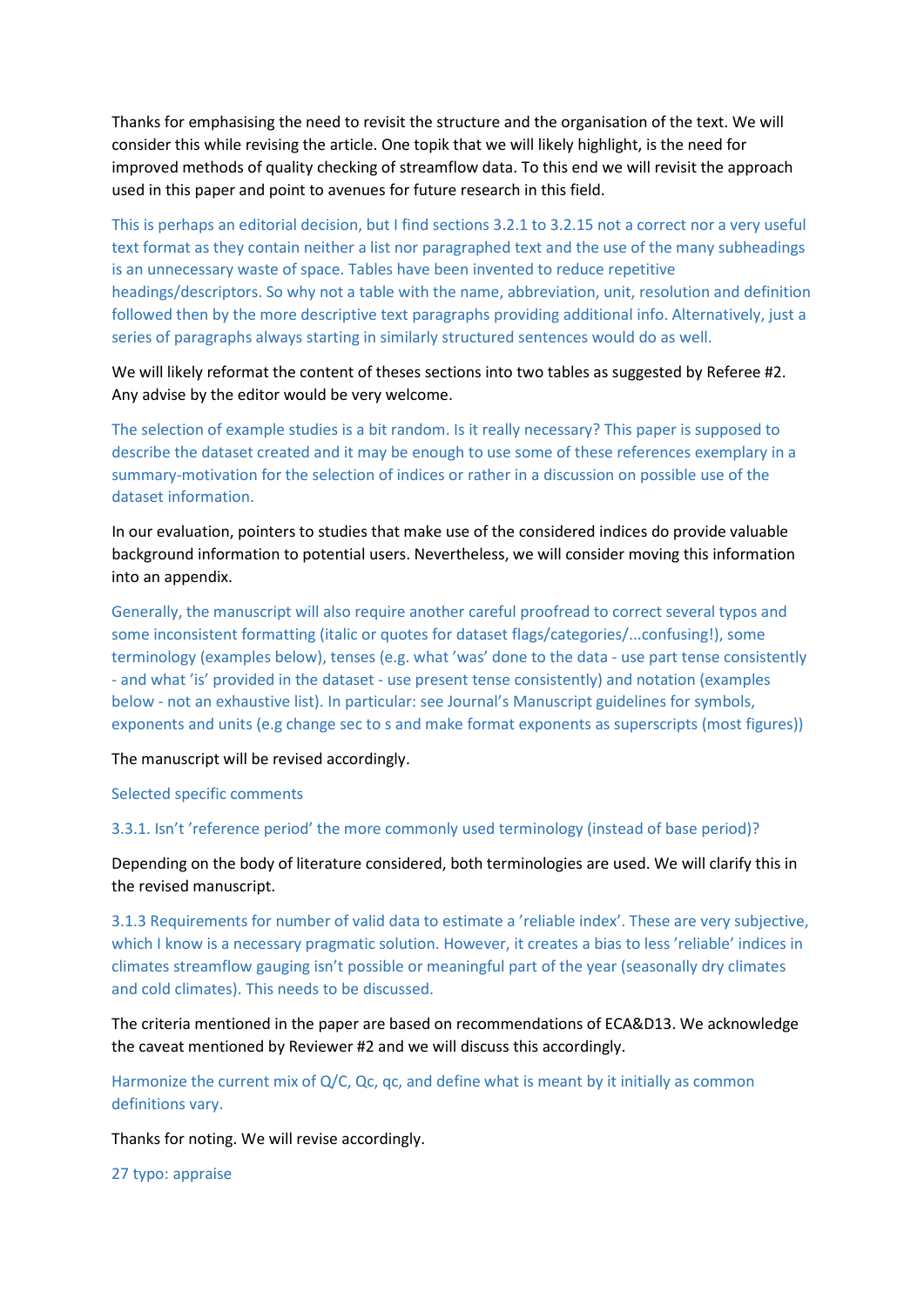Thanks for emphasising the need to revisit the structure and the organisation of the text. We will consider this while revising the article. One topik that we will likely highlight, is the need for improved methods of quality checking of streamflow data. To this end we will revisit the approach used in this paper and point to avenues for future research in this field.

This is perhaps an editorial decision, but I find sections 3.2.1 to 3.2.15 not a correct nor a very useful text format as they contain neither a list nor paragraphed text and the use of the many subheadings is an unnecessary waste of space. Tables have been invented to reduce repetitive headings/descriptors. So why not a table with the name, abbreviation, unit, resolution and definition followed then by the more descriptive text paragraphs providing additional info. Alternatively, just a series of paragraphs always starting in similarly structured sentences would do as well.

We will likely reformat the content of theses sections into two tables as suggested by Referee #2. Any advise by the editor would be very welcome.

The selection of example studies is a bit random. Is it really necessary? This paper is supposed to describe the dataset created and it may be enough to use some of these references exemplary in a summary-motivation for the selection of indices or rather in a discussion on possible use of the dataset information.

In our evaluation, pointers to studies that make use of the considered indices do provide valuable background information to potential users. Nevertheless, we will consider moving this information into an appendix.

Generally, the manuscript will also require another careful proofread to correct several typos and some inconsistent formatting (italic or quotes for dataset flags/categories/...confusing!), some terminology (examples below), tenses (e.g. what 'was' done to the data - use part tense consistently - and what 'is' provided in the dataset - use present tense consistently) and notation (examples below - not an exhaustive list). In particular: see Journal's Manuscript guidelines for symbols, exponents and units (e.g change sec to s and make format exponents as superscripts (most figures))

The manuscript will be revised accordingly.

Selected specific comments

3.3.1. Isn't 'reference period' the more commonly used terminology (instead of base period)?

Depending on the body of literature considered, both terminologies are used. We will clarify this in the revised manuscript.

3.1.3 Requirements for number of valid data to estimate a 'reliable index'. These are very subjective, which I know is a necessary pragmatic solution. However, it creates a bias to less 'reliable' indices in climates streamflow gauging isn't possible or meaningful part of the year (seasonally dry climates and cold climates). This needs to be discussed.

The criteria mentioned in the paper are based on recommendations of ECA&D13. We acknowledge the caveat mentioned by Reviewer #2 and we will discuss this accordingly.

Harmonize the current mix of Q/C, Qc, qc, and define what is meant by it initially as common definitions vary.

Thanks for noting. We will revise accordingly.

27 typo: appraise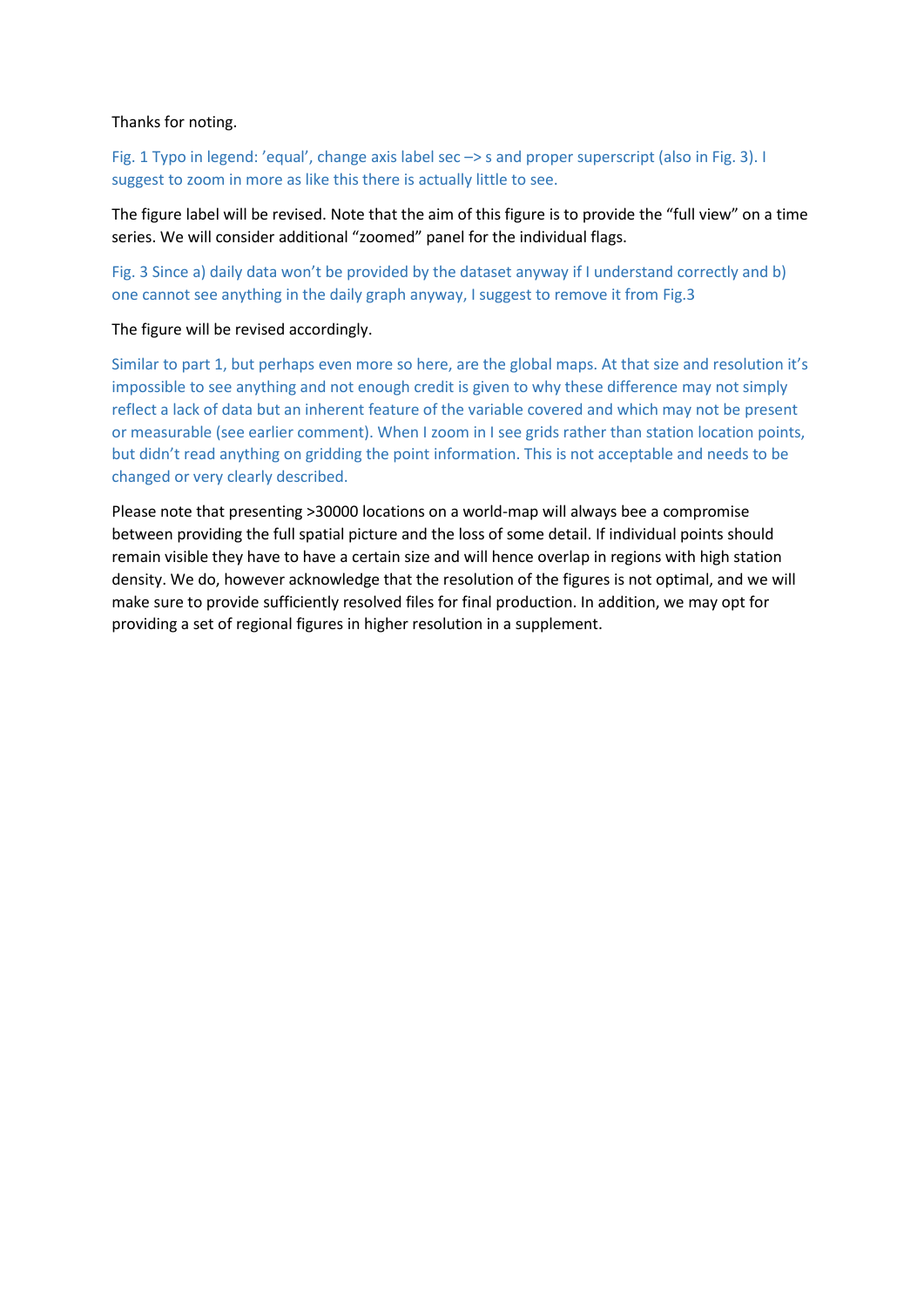Thanks for noting.

Fig. 1 Typo in legend: 'equal', change axis label sec –> s and proper superscript (also in Fig. 3). I suggest to zoom in more as like this there is actually little to see.

The figure label will be revised. Note that the aim of this figure is to provide the "full view" on a time series. We will consider additional "zoomed" panel for the individual flags.

Fig. 3 Since a) daily data won't be provided by the dataset anyway if I understand correctly and b) one cannot see anything in the daily graph anyway, I suggest to remove it from Fig.3

The figure will be revised accordingly.

Similar to part 1, but perhaps even more so here, are the global maps. At that size and resolution it's impossible to see anything and not enough credit is given to why these difference may not simply reflect a lack of data but an inherent feature of the variable covered and which may not be present or measurable (see earlier comment). When I zoom in I see grids rather than station location points, but didn't read anything on gridding the point information. This is not acceptable and needs to be changed or very clearly described.

Please note that presenting >30000 locations on a world-map will always bee a compromise between providing the full spatial picture and the loss of some detail. If individual points should remain visible they have to have a certain size and will hence overlap in regions with high station density. We do, however acknowledge that the resolution of the figures is not optimal, and we will make sure to provide sufficiently resolved files for final production. In addition, we may opt for providing a set of regional figures in higher resolution in a supplement.